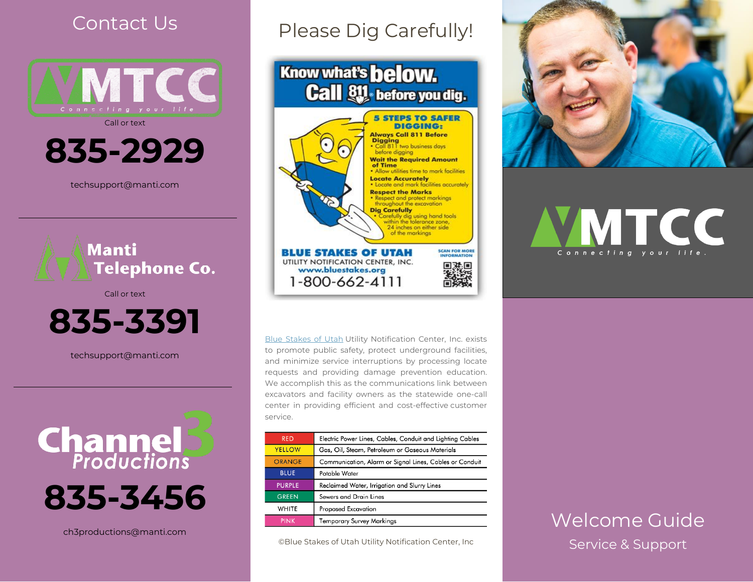# Contact Us

**MTCC**
*Connecting your life*

Call or text

## 835-2929

techsupport@manti.com

---

**Manti Telephone Co.**

Call or text

## 835-3391

techsupport@manti.com

---

**Channel 3 Productions**

## 835-3456

ch3productions@manti.com

# Please Dig Carefully!

**Know what's below. Call 811 before you dig.**

**5 STEPS TO SAFER DIGGING:**

**Always Call 811 Before Digging**
- Call 811 two business days before digging

**Wait the Required Amount of Time**
- Allow utilities time to mark facilities

**Locate Accurately**
- Locate and mark facilities accurately

**Respect the Marks**
- Respect and protect markings throughout the excavation

**Dig Carefully**
- Carefully dig using hand tools within the tolerance zone, 24 inches on either side of the markings

**BLUE STAKES OF UTAH**
UTILITY NOTIFICATION CENTER, INC.
www.bluestakes.org
1-800-662-4111

SCAN FOR MORE INFORMATION

Blue Stakes of Utah Utility Notification Center, Inc. exists to promote public safety, protect underground facilities, and minimize service interruptions by processing locate requests and providing damage prevention education. We accomplish this as the communications link between excavators and facility owners as the statewide one-call center in providing efficient and cost-effective customer service.

| Color | Description |
|---|---|
| RED | Electric Power Lines, Cables, Conduit and Lighting Cables |
| YELLOW | Gas, Oil, Steam, Petroleum or Gaseous Materials |
| ORANGE | Communication, Alarm or Signal Lines, Cables or Conduit |
| BLUE | Potable Water |
| PURPLE | Reclaimed Water, Irrigation and Slurry Lines |
| GREEN | Sewers and Drain Lines |
| WHITE | Proposed Excavation |
| PINK | Temporary Survey Markings |

©Blue Stakes of Utah Utility Notification Center, Inc

**MTCC**
*Connecting your life.*

# Welcome Guide

## Service & Support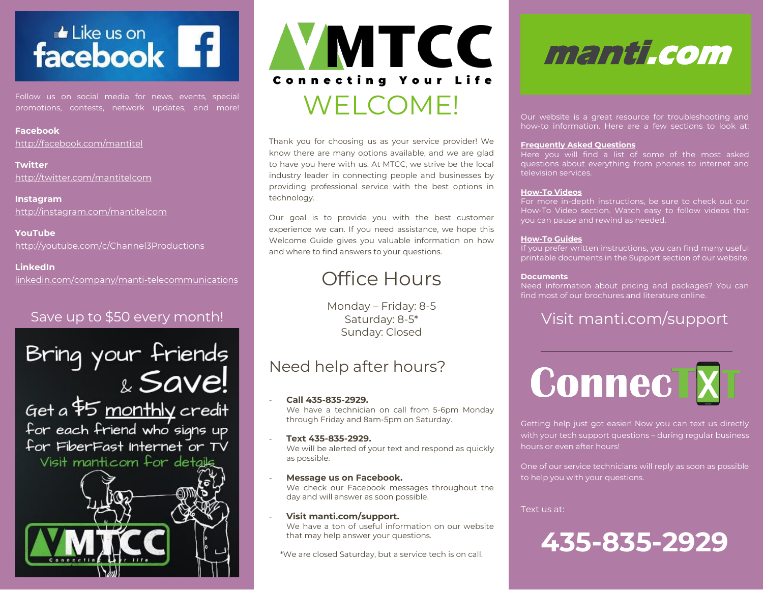Like us on facebook

Follow us on social media for news, events, special promotions, contests, network updates, and more!

**Facebook**
http://facebook.com/mantitel

**Twitter**
http://twitter.com/mantitelcom

**Instagram**
http://instagram.com/mantitelcom

**YouTube**
http://youtube.com/c/Channel3Productions

**LinkedIn**
linkedin.com/company/manti-telecommunications

## Save up to $50 every month!

Bring your friends & Save!

Get a $5 monthly credit for each friend who signs up for FiberFast Internet or TV

Visit manti.com for details

MTCC Connecting Your Life

# MTCC

Connecting Your Life

# WELCOME!

Thank you for choosing us as your service provider! We know there are many options available, and we are glad to have you here with us. At MTCC, we strive be the local industry leader in connecting people and businesses by providing professional service with the best options in technology.

Our goal is to provide you with the best customer experience we can. If you need assistance, we hope this Welcome Guide gives you valuable information on how and where to find answers to your questions.

## Office Hours

Monday – Friday: 8-5
Saturday: 8-5*
Sunday: Closed

## Need help after hours?

- **Call 435-835-2929.**
  We have a technician on call from 5-6pm Monday through Friday and 8am-5pm on Saturday.
- **Text 435-835-2929.**
  We will be alerted of your text and respond as quickly as possible.
- **Message us on Facebook.**
  We check our Facebook messages throughout the day and will answer as soon possible.
- **Visit manti.com/support.**
  We have a ton of useful information on our website that may help answer your questions.

*We are closed Saturday, but a service tech is on call.

# manti.com

Our website is a great resource for troubleshooting and how-to information. Here are a few sections to look at:

**Frequently Asked Questions**
Here you will find a list of some of the most asked questions about everything from phones to internet and television services.

**How-To Videos**
For more in-depth instructions, be sure to check out our How-To Video section. Watch easy to follow videos that you can pause and rewind as needed.

**How-To Guides**
If you prefer written instructions, you can find many useful printable documents in the Support section of our website.

**Documents**
Need information about pricing and packages? You can find most of our brochures and literature online.

## Visit manti.com/support

---

# ConnecTXT

Getting help just got easier! Now you can text us directly with your tech support questions – during regular business hours or even after hours!

One of our service technicians will reply as soon as possible to help you with your questions.

Text us at:

## 435-835-2929